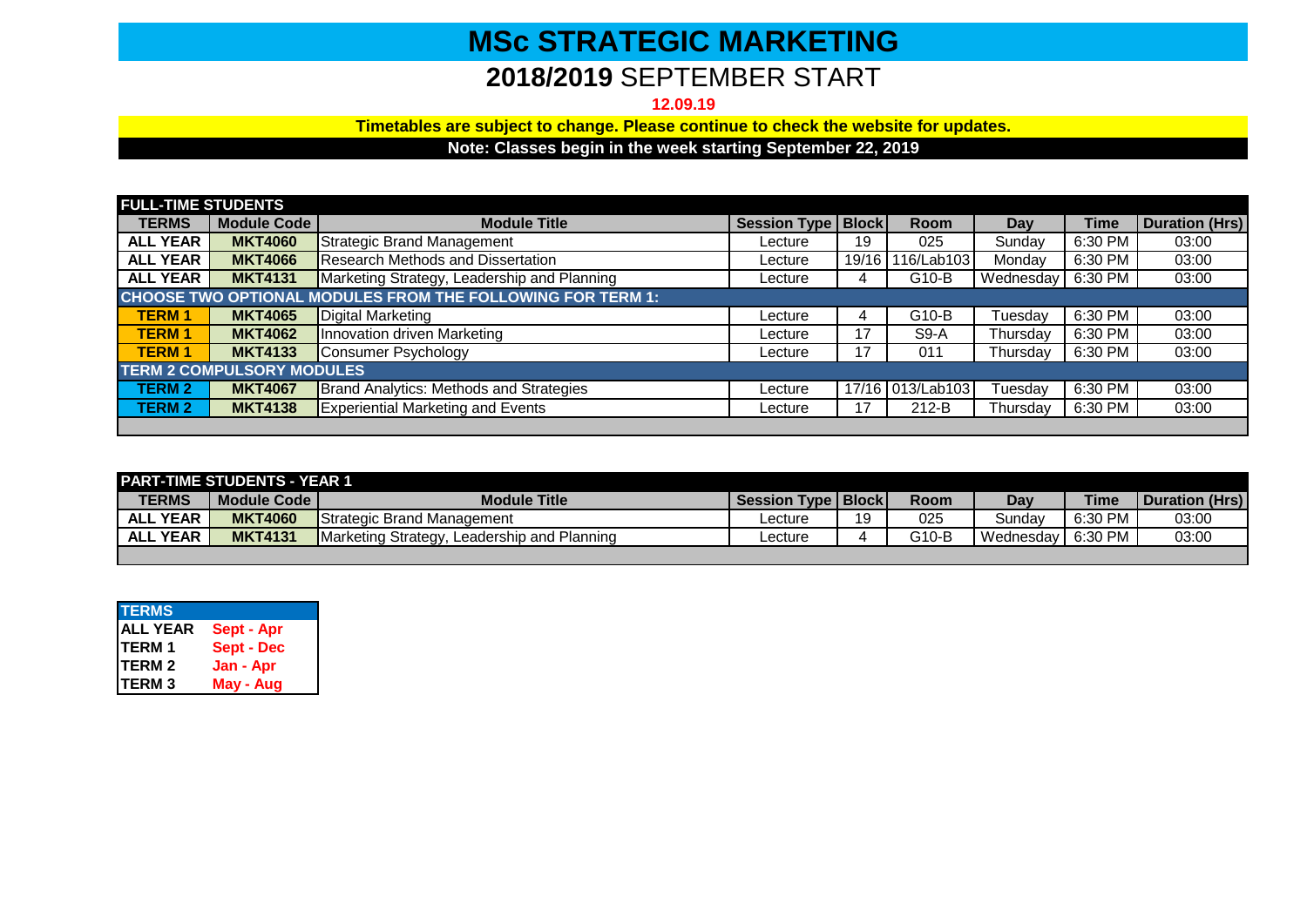# MSc STRATEGIC MARKETING

## 2018/2019 SEPTEMBER START

**12.09.19**

**Timetables are subject to change. Please continue to check the website for updates.**

**Note: Classes begin in the week starting September 22, 2019**

**FULL-TIME STUDENTS**

| TERMS | Module Code | Module Title | Session Type | Block | Room | Day | Time | Duration (Hrs) |
|---|---|---|---|---|---|---|---|---|
| ALL YEAR | MKT4060 | Strategic Brand Management | Lecture | 19 | 025 | Sunday | 6:30 PM | 03:00 |
| ALL YEAR | MKT4066 | Research Methods and Dissertation | Lecture | 19/16 | 116/Lab103 | Monday | 6:30 PM | 03:00 |
| ALL YEAR | MKT4131 | Marketing Strategy, Leadership and Planning | Lecture | 4 | G10-B | Wednesday | 6:30 PM | 03:00 |
| **CHOOSE TWO OPTIONAL MODULES FROM THE FOLLOWING FOR TERM 1:** | | | | | | | | |
| TERM 1 | MKT4065 | Digital Marketing | Lecture | 4 | G10-B | Tuesday | 6:30 PM | 03:00 |
| TERM 1 | MKT4062 | Innovation driven Marketing | Lecture | 17 | S9-A | Thursday | 6:30 PM | 03:00 |
| TERM 1 | MKT4133 | Consumer Psychology | Lecture | 17 | 011 | Thursday | 6:30 PM | 03:00 |
| **TERM 2 COMPULSORY MODULES** | | | | | | | | |
| TERM 2 | MKT4067 | Brand Analytics: Methods and Strategies | Lecture | 17/16 | 013/Lab103 | Tuesday | 6:30 PM | 03:00 |
| TERM 2 | MKT4138 | Experiential Marketing and Events | Lecture | 17 | 212-B | Thursday | 6:30 PM | 03:00 |

**PART-TIME STUDENTS - YEAR 1**

| TERMS | Module Code | Module Title | Session Type | Block | Room | Day | Time | Duration (Hrs) |
|---|---|---|---|---|---|---|---|---|
| ALL YEAR | MKT4060 | Strategic Brand Management | Lecture | 19 | 025 | Sunday | 6:30 PM | 03:00 |
| ALL YEAR | MKT4131 | Marketing Strategy, Leadership and Planning | Lecture | 4 | G10-B | Wednesday | 6:30 PM | 03:00 |

| TERMS | |
|---|---|
| ALL YEAR | Sept - Apr |
| TERM 1 | Sept - Dec |
| TERM 2 | Jan - Apr |
| TERM 3 | May - Aug |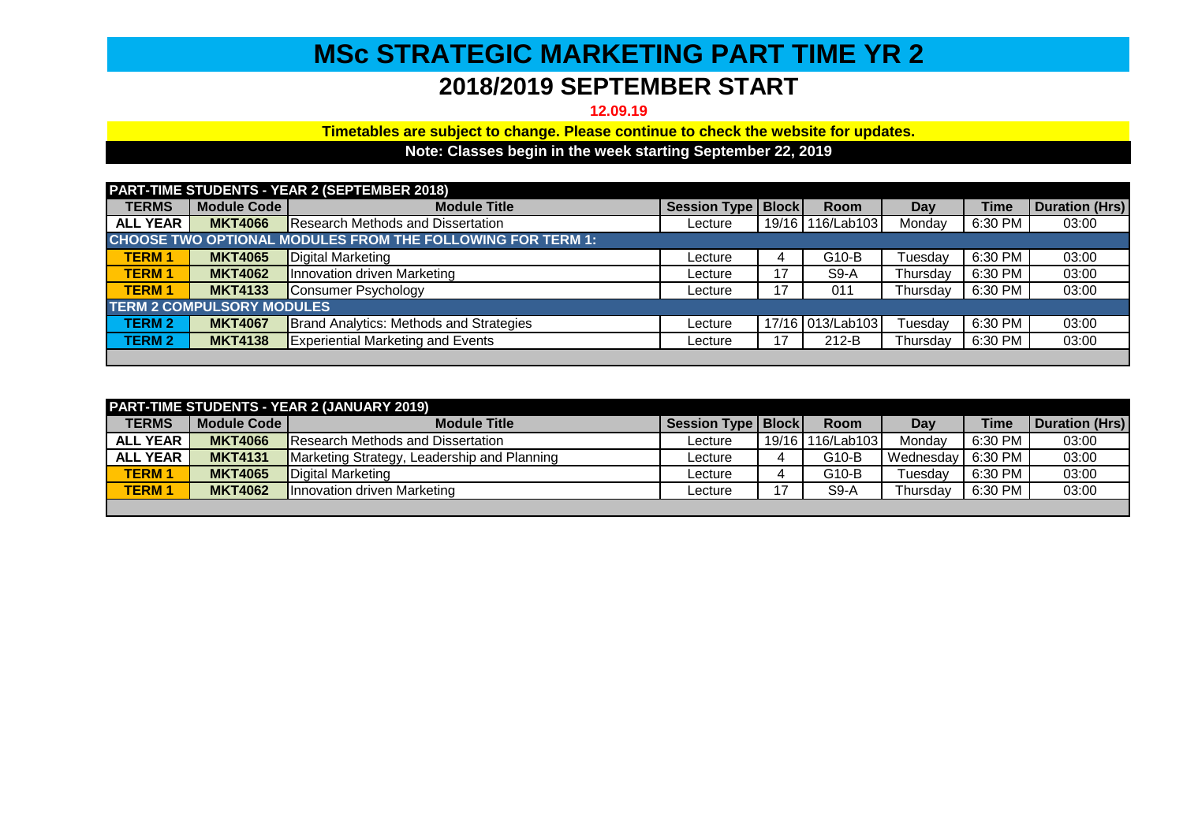# MSc STRATEGIC MARKETING PART TIME YR 2

## 2018/2019 SEPTEMBER START

12.09.19

**Timetables are subject to change. Please continue to check the website for updates.**

**Note: Classes begin in the week starting September 22, 2019**

**PART-TIME STUDENTS - YEAR 2 (SEPTEMBER 2018)**

| TERMS | Module Code | Module Title | Session Type | Block | Room | Day | Time | Duration (Hrs) |
|---|---|---|---|---|---|---|---|---|
| ALL YEAR | MKT4066 | Research Methods and Dissertation | Lecture | 19/16 | 116/Lab103 | Monday | 6:30 PM | 03:00 |
| CHOOSE TWO OPTIONAL MODULES FROM THE FOLLOWING FOR TERM 1: | | | | | | | | |
| TERM 1 | MKT4065 | Digital Marketing | Lecture | 4 | G10-B | Tuesday | 6:30 PM | 03:00 |
| TERM 1 | MKT4062 | Innovation driven Marketing | Lecture | 17 | S9-A | Thursday | 6:30 PM | 03:00 |
| TERM 1 | MKT4133 | Consumer Psychology | Lecture | 17 | 011 | Thursday | 6:30 PM | 03:00 |
| TERM 2 COMPULSORY MODULES | | | | | | | | |
| TERM 2 | MKT4067 | Brand Analytics: Methods and Strategies | Lecture | 17/16 | 013/Lab103 | Tuesday | 6:30 PM | 03:00 |
| TERM 2 | MKT4138 | Experiential Marketing and Events | Lecture | 17 | 212-B | Thursday | 6:30 PM | 03:00 |

**PART-TIME STUDENTS - YEAR 2 (JANUARY 2019)**

| TERMS | Module Code | Module Title | Session Type | Block | Room | Day | Time | Duration (Hrs) |
|---|---|---|---|---|---|---|---|---|
| ALL YEAR | MKT4066 | Research Methods and Dissertation | Lecture | 19/16 | 116/Lab103 | Monday | 6:30 PM | 03:00 |
| ALL YEAR | MKT4131 | Marketing Strategy, Leadership and Planning | Lecture | 4 | G10-B | Wednesday | 6:30 PM | 03:00 |
| TERM 1 | MKT4065 | Digital Marketing | Lecture | 4 | G10-B | Tuesday | 6:30 PM | 03:00 |
| TERM 1 | MKT4062 | Innovation driven Marketing | Lecture | 17 | S9-A | Thursday | 6:30 PM | 03:00 |